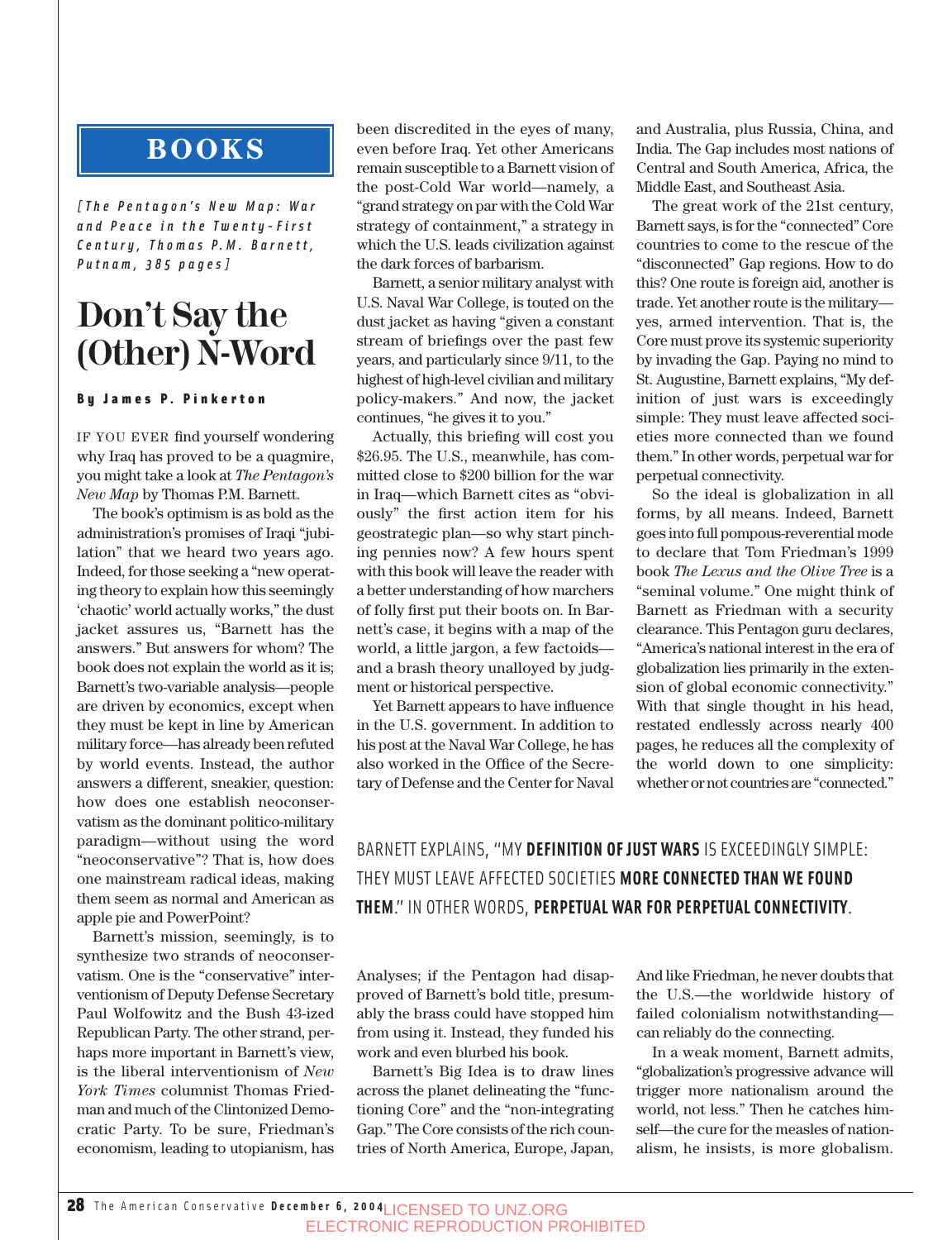# BOOKS

*[The Pentagon's New Map: War and Peace in the Twenty-First Century, Thomas P.M. Barnett, Putnam, 385 pages]*

## Don't Say the (Other) N-Word

**By James P. Pinkerton**

IF YOU EVER find yourself wondering why Iraq has proved to be a quagmire, you might take a look at *The Pentagon's New Map* by Thomas P.M. Barnett.

The book's optimism is as bold as the administration's promises of Iraqi "jubilation" that we heard two years ago. Indeed, for those seeking a "new operating theory to explain how this seemingly 'chaotic' world actually works," the dust jacket assures us, "Barnett has the answers." But answers for whom? The book does not explain the world as it is; Barnett's two-variable analysis—people are driven by economics, except when they must be kept in line by American military force—has already been refuted by world events. Instead, the author answers a different, sneakier, question: how does one establish neoconservatism as the dominant politico-military paradigm—without using the word "neoconservative"? That is, how does one mainstream radical ideas, making them seem as normal and American as apple pie and PowerPoint?

Barnett's mission, seemingly, is to synthesize two strands of neoconservatism. One is the "conservative" interventionism of Deputy Defense Secretary Paul Wolfowitz and the Bush 43-ized Republican Party. The other strand, perhaps more important in Barnett's view, is the liberal interventionism of *New York Times* columnist Thomas Friedman and much of the Clintonized Democratic Party. To be sure, Friedman's economism, leading to utopianism, has been discredited in the eyes of many, even before Iraq. Yet other Americans remain susceptible to a Barnett vision of the post-Cold War world—namely, a "grand strategy on par with the Cold War strategy of containment," a strategy in which the U.S. leads civilization against the dark forces of barbarism.

Barnett, a senior military analyst with U.S. Naval War College, is touted on the dust jacket as having "given a constant stream of briefings over the past few years, and particularly since 9/11, to the highest of high-level civilian and military policy-makers." And now, the jacket continues, "he gives it to you."

Actually, this briefing will cost you $26.95. The U.S., meanwhile, has committed close to $200 billion for the war in Iraq—which Barnett cites as "obviously" the first action item for his geostrategic plan—so why start pinching pennies now? A few hours spent with this book will leave the reader with a better understanding of how marchers of folly first put their boots on. In Barnett's case, it begins with a map of the world, a little jargon, a few factoids—and a brash theory unalloyed by judgment or historical perspective.

Yet Barnett appears to have influence in the U.S. government. In addition to his post at the Naval War College, he has also worked in the Office of the Secretary of Defense and the Center for Naval Analyses; if the Pentagon had disapproved of Barnett's bold title, presumably the brass could have stopped him from using it. Instead, they funded his work and even blurbed his book.

Barnett's Big Idea is to draw lines across the planet delineating the "functioning Core" and the "non-integrating Gap." The Core consists of the rich countries of North America, Europe, Japan, and Australia, plus Russia, China, and India. The Gap includes most nations of Central and South America, Africa, the Middle East, and Southeast Asia.

The great work of the 21st century, Barnett says, is for the "connected" Core countries to come to the rescue of the "disconnected" Gap regions. How to do this? One route is foreign aid, another is trade. Yet another route is the military—yes, armed intervention. That is, the Core must prove its systemic superiority by invading the Gap. Paying no mind to St. Augustine, Barnett explains, "My definition of just wars is exceedingly simple: They must leave affected societies more connected than we found them." In other words, perpetual war for perpetual connectivity.

So the ideal is globalization in all forms, by all means. Indeed, Barnett goes into full pompous-reverential mode to declare that Tom Friedman's 1999 book *The Lexus and the Olive Tree* is a "seminal volume." One might think of Barnett as Friedman with a security clearance. This Pentagon guru declares, "America's national interest in the era of globalization lies primarily in the extension of global economic connectivity." With that single thought in his head, restated endlessly across nearly 400 pages, he reduces all the complexity of the world down to one simplicity: whether or not countries are "connected." And like Friedman, he never doubts that the U.S.—the worldwide history of failed colonialism notwithstanding—can reliably do the connecting.

> BARNETT EXPLAINS, "MY **DEFINITION OF JUST WARS** IS EXCEEDINGLY SIMPLE: THEY MUST LEAVE AFFECTED SOCIETIES **MORE CONNECTED THAN WE FOUND THEM**." IN OTHER WORDS, **PERPETUAL WAR FOR PERPETUAL CONNECTIVITY**.

In a weak moment, Barnett admits, "globalization's progressive advance will trigger more nationalism around the world, not less." Then he catches himself—the cure for the measles of nationalism, he insists, is more globalism.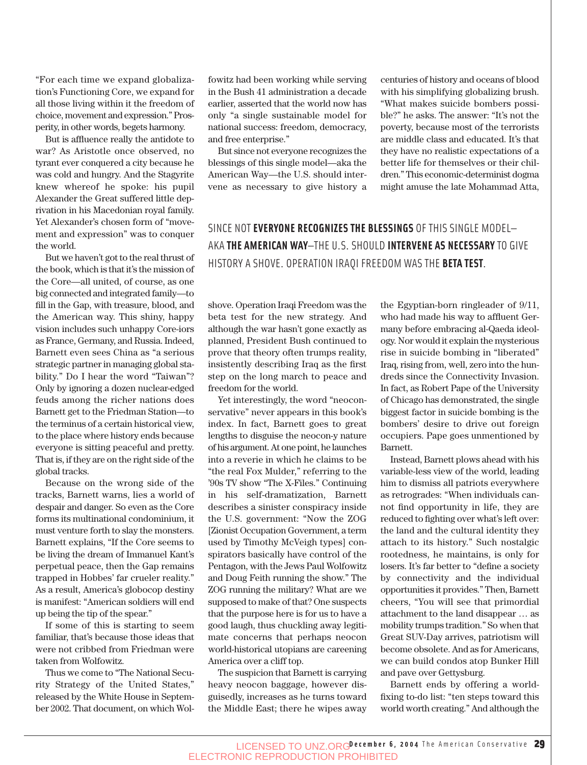"For each time we expand globalization's Functioning Core, we expand for all those living within it the freedom of choice, movement and expression." Prosperity, in other words, begets harmony.

But is affluence really the antidote to war? As Aristotle once observed, no tyrant ever conquered a city because he was cold and hungry. And the Stagyrite knew whereof he spoke: his pupil Alexander the Great suffered little deprivation in his Macedonian royal family. Yet Alexander's chosen form of "movement and expression" was to conquer the world.

But we haven't got to the real thrust of the book, which is that it's the mission of the Core—all united, of course, as one big connected and integrated family—to fill in the Gap, with treasure, blood, and the American way. This shiny, happy vision includes such unhappy Core-iors as France, Germany, and Russia. Indeed, Barnett even sees China as "a serious strategic partner in managing global stability." Do I hear the word "Taiwan"? Only by ignoring a dozen nuclear-edged feuds among the richer nations does Barnett get to the Friedman Station—to the terminus of a certain historical view, to the place where history ends because everyone is sitting peaceful and pretty. That is, if they are on the right side of the global tracks.

Because on the wrong side of the tracks, Barnett warns, lies a world of despair and danger. So even as the Core forms its multinational condominium, it must venture forth to slay the monsters. Barnett explains, "If the Core seems to be living the dream of Immanuel Kant's perpetual peace, then the Gap remains trapped in Hobbes' far crueler reality." As a result, America's globocop destiny is manifest: "American soldiers will end up being the tip of the spear."

If some of this is starting to seem familiar, that's because those ideas that were not cribbed from Friedman were taken from Wolfowitz.

Thus we come to "The National Security Strategy of the United States," released by the White House in September 2002. That document, on which Wolfowitz had been working while serving in the Bush 41 administration a decade earlier, asserted that the world now has only "a single sustainable model for national success: freedom, democracy, and free enterprise."

But since not everyone recognizes the blessings of this single model—aka the American Way—the U.S. should intervene as necessary to give history a shove. Operation Iraqi Freedom was the beta test for the new strategy. And although the war hasn't gone exactly as planned, President Bush continued to prove that theory often trumps reality, insistently describing Iraq as the first step on the long march to peace and freedom for the world.

> SINCE NOT **EVERYONE RECOGNIZES THE BLESSINGS** OF THIS SINGLE MODEL—AKA **THE AMERICAN WAY**—THE U.S. SHOULD **INTERVENE AS NECESSARY** TO GIVE HISTORY A SHOVE. OPERATION IRAQI FREEDOM WAS THE **BETA TEST**.

Yet interestingly, the word "neoconservative" never appears in this book's index. In fact, Barnett goes to great lengths to disguise the neocon-y nature of his argument. At one point, he launches into a reverie in which he claims to be "the real Fox Mulder," referring to the '90s TV show "The X-Files." Continuing in his self-dramatization, Barnett describes a sinister conspiracy inside the U.S. government: "Now the ZOG [Zionist Occupation Government, a term used by Timothy McVeigh types] conspirators basically have control of the Pentagon, with the Jews Paul Wolfowitz and Doug Feith running the show." The ZOG running the military? What are we supposed to make of that? One suspects that the purpose here is for us to have a good laugh, thus chuckling away legitimate concerns that perhaps neocon world-historical utopians are careening America over a cliff top.

The suspicion that Barnett is carrying heavy neocon baggage, however disguisedly, increases as he turns toward the Middle East; there he wipes away centuries of history and oceans of blood with his simplifying globalizing brush. "What makes suicide bombers possible?" he asks. The answer: "It's not the poverty, because most of the terrorists are middle class and educated. It's that they have no realistic expectations of a better life for themselves or their children." This economic-determinist dogma might amuse the late Mohammad Atta, the Egyptian-born ringleader of 9/11, who had made his way to affluent Germany before embracing al-Qaeda ideology. Nor would it explain the mysterious rise in suicide bombing in "liberated" Iraq, rising from, well, zero into the hundreds since the Connectivity Invasion. In fact, as Robert Pape of the University of Chicago has demonstrated, the single biggest factor in suicide bombing is the bombers' desire to drive out foreign occupiers. Pape goes unmentioned by Barnett.

Instead, Barnett plows ahead with his variable-less view of the world, leading him to dismiss all patriots everywhere as retrogrades: "When individuals cannot find opportunity in life, they are reduced to fighting over what's left over: the land and the cultural identity they attach to its history." Such nostalgic rootedness, he maintains, is only for losers. It's far better to "define a society by connectivity and the individual opportunities it provides." Then, Barnett cheers, "You will see that primordial attachment to the land disappear … as mobility trumps tradition." So when that Great SUV-Day arrives, patriotism will become obsolete. And as for Americans, we can build condos atop Bunker Hill and pave over Gettysburg.

Barnett ends by offering a world-fixing to-do list: "ten steps toward this world worth creating." And although the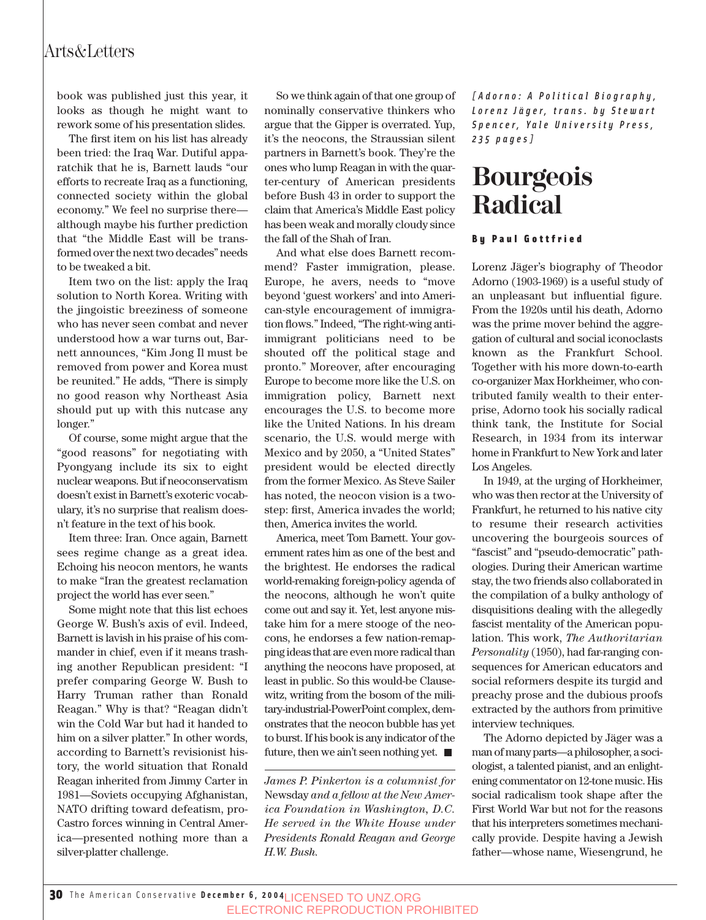book was published just this year, it looks as though he might want to rework some of his presentation slides.

The first item on his list has already been tried: the Iraq War. Dutiful apparatchik that he is, Barnett lauds "our efforts to recreate Iraq as a functioning, connected society within the global economy." We feel no surprise there—although maybe his further prediction that "the Middle East will be transformed over the next two decades" needs to be tweaked a bit.

Item two on the list: apply the Iraq solution to North Korea. Writing with the jingoistic breeziness of someone who has never seen combat and never understood how a war turns out, Barnett announces, "Kim Jong Il must be removed from power and Korea must be reunited." He adds, "There is simply no good reason why Northeast Asia should put up with this nutcase any longer."

Of course, some might argue that the "good reasons" for negotiating with Pyongyang include its six to eight nuclear weapons. But if neoconservatism doesn't exist in Barnett's exoteric vocabulary, it's no surprise that realism doesn't feature in the text of his book.

Item three: Iran. Once again, Barnett sees regime change as a great idea. Echoing his neocon mentors, he wants to make "Iran the greatest reclamation project the world has ever seen."

Some might note that this list echoes George W. Bush's axis of evil. Indeed, Barnett is lavish in his praise of his commander in chief, even if it means trashing another Republican president: "I prefer comparing George W. Bush to Harry Truman rather than Ronald Reagan." Why is that? "Reagan didn't win the Cold War but had it handed to him on a silver platter." In other words, according to Barnett's revisionist history, the world situation that Ronald Reagan inherited from Jimmy Carter in 1981—Soviets occupying Afghanistan, NATO drifting toward defeatism, pro-Castro forces winning in Central America—presented nothing more than a silver-platter challenge.

So we think again of that one group of nominally conservative thinkers who argue that the Gipper is overrated. Yup, it's the neocons, the Straussian silent partners in Barnett's book. They're the ones who lump Reagan in with the quarter-century of American presidents before Bush 43 in order to support the claim that America's Middle East policy has been weak and morally cloudy since the fall of the Shah of Iran.

And what else does Barnett recommend? Faster immigration, please. Europe, he avers, needs to "move beyond 'guest workers' and into American-style encouragement of immigration flows." Indeed, "The right-wing anti-immigrant politicians need to be shouted off the political stage and pronto." Moreover, after encouraging Europe to become more like the U.S. on immigration policy, Barnett next encourages the U.S. to become more like the United Nations. In his dream scenario, the U.S. would merge with Mexico and by 2050, a "United States" president would be elected directly from the former Mexico. As Steve Sailer has noted, the neocon vision is a two-step: first, America invades the world; then, America invites the world.

America, meet Tom Barnett. Your government rates him as one of the best and the brightest. He endorses the radical world-remaking foreign-policy agenda of the neocons, although he won't quite come out and say it. Yet, lest anyone mistake him for a mere stooge of the neocons, he endorses a few nation-remapping ideas that are even more radical than anything the neocons have proposed, at least in public. So this would-be Clausewitz, writing from the bosom of the military-industrial-PowerPoint complex, demonstrates that the neocon bubble has yet to burst. If his book is any indicator of the future, then we ain't seen nothing yet. ■

---

*James P. Pinkerton is a columnist for* Newsday *and a fellow at the New America Foundation in Washington, D.C. He served in the White House under Presidents Ronald Reagan and George H.W. Bush.*

---

*[Adorno: A Political Biography, Lorenz Jäger, trans. by Stewart Spencer, Yale University Press, 235 pages]*

# Bourgeois Radical

**By Paul Gottfried**

Lorenz Jäger's biography of Theodor Adorno (1903-1969) is a useful study of an unpleasant but influential figure. From the 1920s until his death, Adorno was the prime mover behind the aggregation of cultural and social iconoclasts known as the Frankfurt School. Together with his more down-to-earth co-organizer Max Horkheimer, who contributed family wealth to their enterprise, Adorno took his socially radical think tank, the Institute for Social Research, in 1934 from its interwar home in Frankfurt to New York and later Los Angeles.

In 1949, at the urging of Horkheimer, who was then rector at the University of Frankfurt, he returned to his native city to resume their research activities uncovering the bourgeois sources of "fascist" and "pseudo-democratic" pathologies. During their American wartime stay, the two friends also collaborated in the compilation of a bulky anthology of disquisitions dealing with the allegedly fascist mentality of the American population. This work, *The Authoritarian Personality* (1950), had far-ranging consequences for American educators and social reformers despite its turgid and preachy prose and the dubious proofs extracted by the authors from primitive interview techniques.

The Adorno depicted by Jäger was a man of many parts—a philosopher, a sociologist, a talented pianist, and an enlightening commentator on 12-tone music. His social radicalism took shape after the First World War but not for the reasons that his interpreters sometimes mechanically provide. Despite having a Jewish father—whose name, Wiesengrund, he